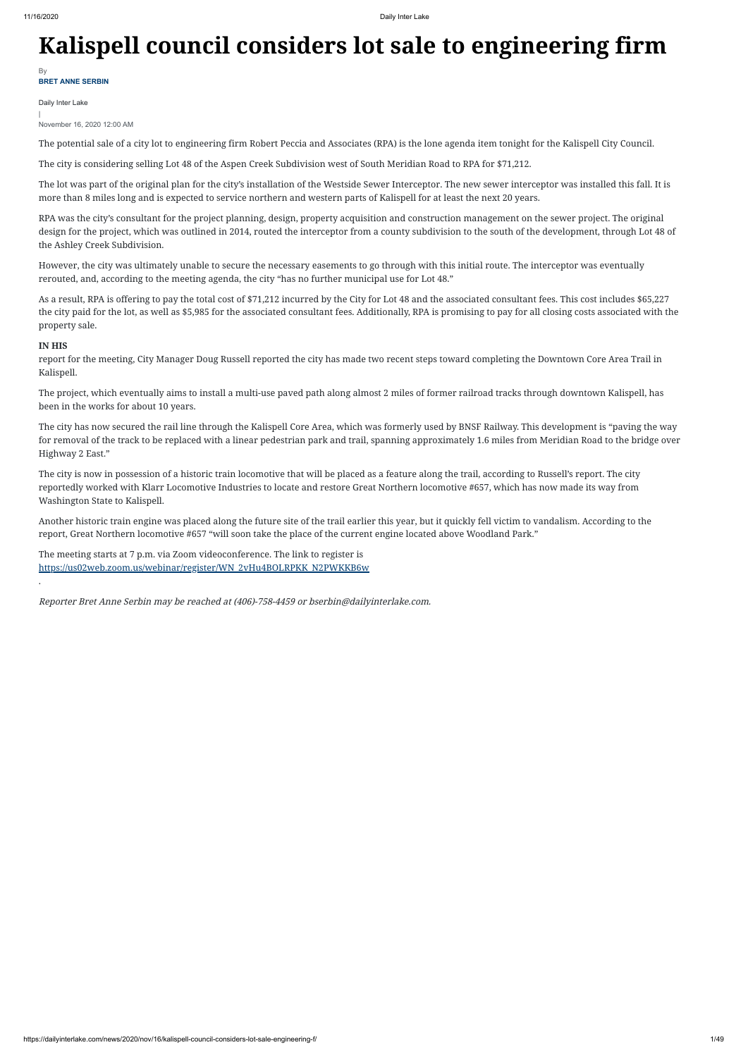# Kalispell council considers lot sale to engineering firm

By
**BRET ANNE SERBIN**

Daily Inter Lake
|
November 16, 2020 12:00 AM

The potential sale of a city lot to engineering firm Robert Peccia and Associates (RPA) is the lone agenda item tonight for the Kalispell City Council.

The city is considering selling Lot 48 of the Aspen Creek Subdivision west of South Meridian Road to RPA for $71,212.

The lot was part of the original plan for the city's installation of the Westside Sewer Interceptor. The new sewer interceptor was installed this fall. It is more than 8 miles long and is expected to service northern and western parts of Kalispell for at least the next 20 years.

RPA was the city's consultant for the project planning, design, property acquisition and construction management on the sewer project. The original design for the project, which was outlined in 2014, routed the interceptor from a county subdivision to the south of the development, through Lot 48 of the Ashley Creek Subdivision.

However, the city was ultimately unable to secure the necessary easements to go through with this initial route. The interceptor was eventually rerouted, and, according to the meeting agenda, the city "has no further municipal use for Lot 48."

As a result, RPA is offering to pay the total cost of $71,212 incurred by the City for Lot 48 and the associated consultant fees. This cost includes $65,227 the city paid for the lot, as well as $5,985 for the associated consultant fees. Additionally, RPA is promising to pay for all closing costs associated with the property sale.

**IN HIS**
report for the meeting, City Manager Doug Russell reported the city has made two recent steps toward completing the Downtown Core Area Trail in Kalispell.

The project, which eventually aims to install a multi-use paved path along almost 2 miles of former railroad tracks through downtown Kalispell, has been in the works for about 10 years.

The city has now secured the rail line through the Kalispell Core Area, which was formerly used by BNSF Railway. This development is "paving the way for removal of the track to be replaced with a linear pedestrian park and trail, spanning approximately 1.6 miles from Meridian Road to the bridge over Highway 2 East."

The city is now in possession of a historic train locomotive that will be placed as a feature along the trail, according to Russell's report. The city reportedly worked with Klarr Locomotive Industries to locate and restore Great Northern locomotive #657, which has now made its way from Washington State to Kalispell.

Another historic train engine was placed along the future site of the trail earlier this year, but it quickly fell victim to vandalism. According to the report, Great Northern locomotive #657 "will soon take the place of the current engine located above Woodland Park."

The meeting starts at 7 p.m. via Zoom videoconference. The link to register is [https://us02web.zoom.us/webinar/register/WN_2vHu4BOLRPKK_N2PWKKB6w](https://us02web.zoom.us/webinar/register/WN_2vHu4BOLRPKK_N2PWKKB6w)
.

*Reporter Bret Anne Serbin may be reached at (406)-758-4459 or bserbin@dailyinterlake.com.*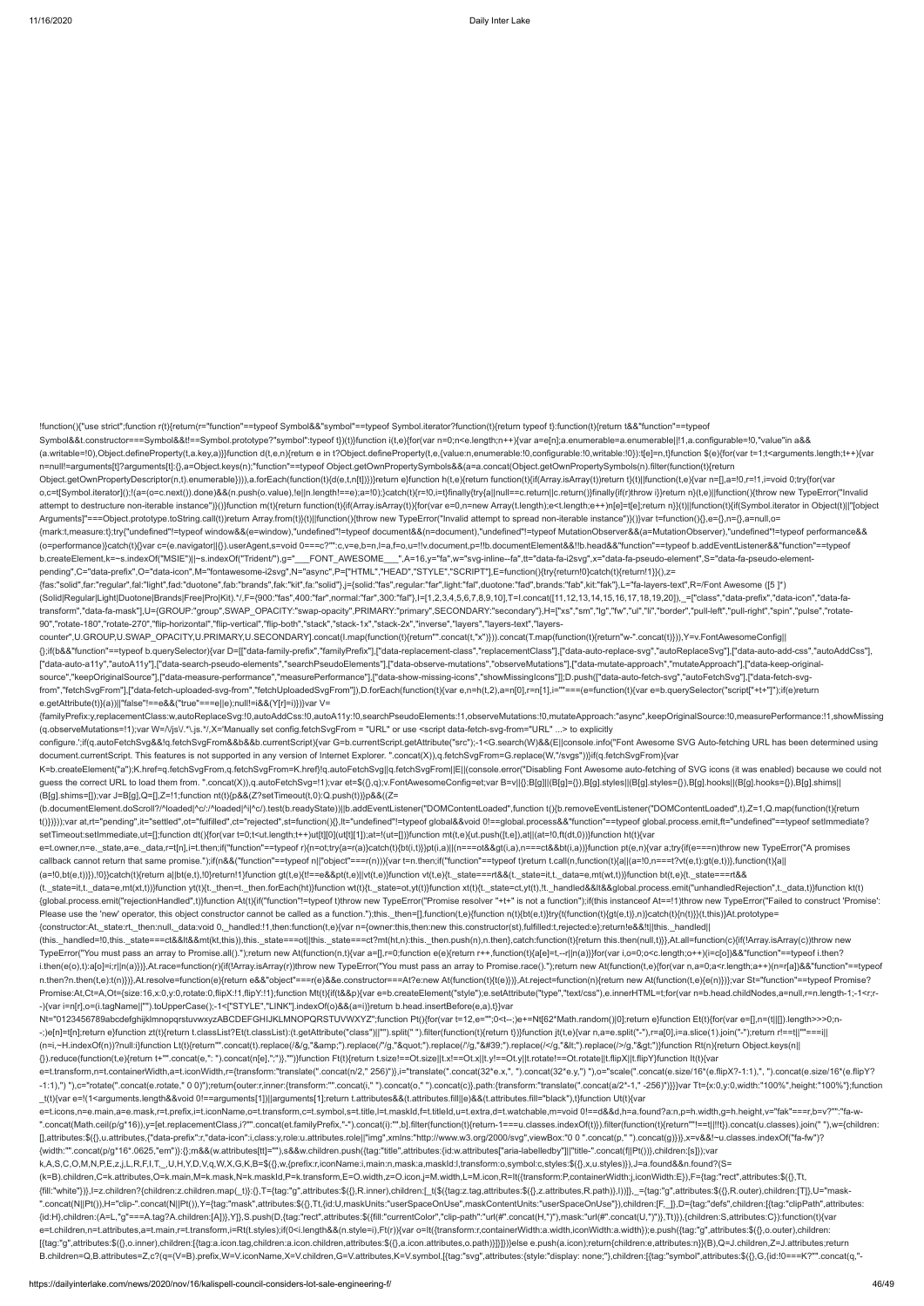```
!function(){"use strict";function r(t){return(r="function"==typeof Symbol&&"symbol"==typeof Symbol.iterator?function(t){return typeof t}:function(t){return t&&"function"==typeof Symbol&&t.constructor===Symbol&&t!==Symbol.prototype?"symbol":typeof t})(t)}function i(t,e){for(var n=0;n<e.length;n++){var a=e[n];a.enumerable=a.enumerable||!1,a.configurable=!0,"value"in a&&(a.writable=!0),Object.defineProperty(t,a.key,a)}}function d(t,e,n){return e in t?Object.defineProperty(t,e,{value:n,enumerable:!0,configurable:!0,writable:!0}):t[e]=n,t}function $(e){for(var t=1;t<arguments.length;t++){var n=null!=arguments[t]?arguments[t]:{},a=Object.keys(n);"function"==typeof Object.getOwnPropertySymbols&&(a=a.concat(Object.getOwnPropertySymbols(n).filter(function(t){return Object.getOwnPropertyDescriptor(n,t).enumerable}))),a.forEach(function(t){d(e,t,n[t])})}return e}function h(t,e){return function(t){if(Array.isArray(t))return t}(t)||function(t,e){var n=[],a=!0,r=!1,i=void 0;try{for(var o,c=t[Symbol.iterator]();!(a=(o=c.next()).done)&&(n.push(o.value),!e||n.length!==e);a=!0);}catch(t){r=!0,i=t}finally{try{a||null==c.return||c.return()}finally{if(r)throw i}}return n}(t,e)||function(){throw new TypeError("Invalid attempt to destructure non-iterable instance")}()}function m(t){return function(t){if(Array.isArray(t)){for(var e=0,n=new Array(t.length);e<t.length;e++)n[e]=t[e];return n}}(t)||function(t){if(Symbol.iterator in Object(t)||"[object Arguments]"===Object.prototype.toString.call(t))return Array.from(t)}(t)||function(){throw new TypeError("Invalid attempt to spread non-iterable instance")}()}var t=function(){},e={},n={},a=null,o={mark:t,measure:t};try{"undefined"!=typeof window&&(e=window),"undefined"!=typeof document&&(n=document),"undefined"!=typeof MutationObserver&&(a=MutationObserver),"undefined"!=typeof performance&&(o=performance)}catch(t){}var c=(e.navigator||{}).userAgent,s=void 0===c?"":c,v=e,b=n,l=a,f=o,u=!!v.document,p=!!b.documentElement&&!!b.head&&"function"==typeof b.addEventListener&&"function"==typeof b.createElement,k=~s.indexOf("MSIE")||~s.indexOf("Trident/"),g="___FONT_AWESOME___",A=16,y="fa",w="svg-inline--fa",tt="data-fa-i2svg",x="data-fa-pseudo-element",S="data-fa-pseudo-element-pending",C="data-prefix",O="data-icon",M="fontawesome-i2svg",N="async",P=["HTML","HEAD","STYLE","SCRIPT"],E=function(){try{return!0}catch(t){return!1}}(),z={fas:"solid",far:"regular",fal:"light",fad:"duotone",fab:"brands",fak:"kit",fa:"solid"},j={solid:"fas",regular:"far",light:"fal",duotone:"fad",brands:"fab",kit:"fak"},L="fa-layers-text",R=/Font Awesome ([5 ]*)(Solid|Regular|Light|Duotone|Brands|Free|Pro|Kit).*/,F={900:"fas",400:"far",normal:"far",300:"fal"},I=[1,2,3,4,5,6,7,8,9,10],T=I.concat([11,12,13,14,15,16,17,18,19,20]),_=["class","data-prefix","data-icon","data-fa-transform","data-fa-mask"],U={GROUP:"group",SWAP_OPACITY:"swap-opacity",PRIMARY:"primary",SECONDARY:"secondary"},H=["xs","sm","lg","fw","ul","li","border","pull-left","pull-right","spin","pulse","rotate-90","rotate-180","rotate-270","flip-horizontal","flip-vertical","flip-both","stack","stack-1x","stack-2x","inverse","layers","layers-text","layers-counter",U.GROUP,U.SWAP_OPACITY,U.PRIMARY,U.SECONDARY].concat(I.map(function(t){return"".concat(t,"x")})).concat(T.map(function(t){return"w-".concat(t)})),Y=v.FontAwesomeConfig||{};if(b&&"function"==typeof b.querySelector){var D=[["data-family-prefix","familyPrefix"],["data-replacement-class","replacementClass"],["data-auto-replace-svg","autoReplaceSvg"],["data-auto-add-css","autoAddCss"],["data-auto-a11y","autoA11y"],["data-search-pseudo-elements","searchPseudoElements"],["data-observe-mutations","observeMutations"],["data-mutate-approach","mutateApproach"],["data-keep-original-source","keepOriginalSource"],["data-measure-performance","measurePerformance"],["data-show-missing-icons","showMissingIcons"]];D.push(["data-auto-fetch-svg","autoFetchSvg"],["data-fetch-svg-from","fetchSvgFrom"],["data-fetch-uploaded-svg-from","fetchUploadedSvgFrom"]),D.forEach(function(t){var e,n=h(t,2),a=n[0],r=n[1],i=""===(e=function(t){var e=b.querySelector("script["+t+"]");if(e)return e.getAttribute(t)}(a))||"false"!==e&&("true"===e||e);null!=i&&(Y[r]=i)})}var V={familyPrefix:y,replacementClass:w,autoReplaceSvg:!0,autoAddCss:!0,autoA11y:!0,searchPseudoElements:!1,observeMutations:!0,mutateApproach:"async",keepOriginalSource:!0,measurePerformance:!1,showMissing(q.observeMutations=!1);var W=/\/js\/.*\.js.*/,X='Manually set config.fetchSvgFrom = "URL" or use <script data-fetch-svg-from="URL" ...> to explicitly configure.';if(q.autoFetchSvg&&!q.fetchSvgFrom&&b&&b.currentScript){var G=b.currentScript.getAttribute("src");-1<G.search(W)&&(E||console.info("Font Awesome SVG Auto-fetching URL has been determined using document.currentScript. This features is not supported in any version of Internet Explorer. ".concat(X)),q.fetchSvgFrom=G.replace(W,"/svgs"))}if(q.fetchSvgFrom){var K=b.createElement("a");K.href=q.fetchSvgFrom,q.fetchSvgFrom=K.href}!q.autoFetchSvg||q.fetchSvgFrom||E||(console.error("Disabling Font Awesome auto-fetching of SVG icons (it was enabled) because we could not guess the correct URL to load them from. ".concat(X)),q.autoFetchSvg=!1);var et=$({},q);v.FontAwesomeConfig=et;var B=v||{};B[g]||(B[g]={}),B[g].styles||(B[g].styles={}),B[g].hooks||(B[g].hooks={}),B[g].shims||(B[g].shims=[]);var J=B[g],Q=[],Z=!1;function nt(t){p&&(Z?setTimeout(t,0):Q.push(t))}p&&((Z=(b.documentElement.doScroll?/^loaded|^c/:/^loaded|^i|^c/).test(b.readyState))||b.addEventListener("DOMContentLoaded",function t(){b.removeEventListener("DOMContentLoaded",t),Z=1,Q.map(function(t){return t()})}));var at,rt="pending",it="settled",ot="fulfilled",ct="rejected",st=function(){},lt="undefined"!=typeof global&&void 0!==global.process&&"function"==typeof global.process.emit,ft="undefined"==typeof setImmediate?setTimeout:setImmediate,ut=[];function dt(){for(var t=0;t<ut.length;t++)ut[t][0](ut[t][1]);ut=[],at=!1}function mt(t,e){ut.push([t,e]),at||(at=!0,ft(dt,0))}function ht(t){var e=t.owner,n=e._state,a=e._data,r=t[n],i=t.then;if("function"==typeof r){n=ot;try{a=r(a)}catch(t){bt(i,t)}}pt(i,a)||(n===ot&&gt(i,a),n===ct&&bt(i,a))}function pt(e,n){var a;try{if(e===n)throw new TypeError("A promises callback cannot return that same promise.");if(n&&("function"==typeof n||"object"===r(n))){var t=n.then;if("function"==typeof t)return t.call(n,function(t){a||(a=!0,n===t?vt(e,t):gt(e,t))},function(t){a||(a=!0,bt(e,t))}),!0}}catch(t){return a||bt(e,t),!0}return!1}function gt(t,e){t!==e&&pt(t,e)||vt(t,e)}function vt(t,e){t._state===rt&&(t._state=it,t._data=e,mt(wt,t))}function bt(t,e){t._state===rt&&(t._state=it,t._data=e,mt(xt,t))}function yt(t){t._then=t._then.forEach(ht)}function wt(t){t._state=ot,yt(t)}function xt(t){t._state=ct,yt(t),!t._handled&&lt&&global.process.emit("unhandledRejection",t._data,t)}function kt(t){global.process.emit("rejectionHandled",t)}function At(t){if("function"!=typeof t)throw new TypeError("Promise resolver "+t+" is not a function");if(this instanceof At==!1)throw new TypeError("Failed to construct 'Promise': Please use the 'new' operator, this object constructor cannot be called as a function.");this._then=[],function(t,e){function n(t){bt(e,t)}try{t(function(t){gt(e,t)},n)}catch(t){n(t)}}(t,this)}At.prototype={constructor:At,_state:rt,_then:null,_data:void 0,_handled:!1,then:function(t,e){var n={owner:this,then:new this.constructor(st),fulfilled:t,rejected:e};return!e&&!t||this._handled||(this._handled=!0,this._state===ct&&lt&&mt(kt,this)),this._state===ot||this._state===ct?mt(ht,n):this._then.push(n),n.then},catch:function(t){return this.then(null,t)}},At.all=function(c){if(!Array.isArray(c))throw new TypeError("You must pass an array to Promise.all().");return new At(function(n,t){var a=[],r=0;function e(e){return r++,function(t){a[e]=t,--r||n(a)}}for(var i,o=0;o<c.length;o++)(i=c[o])&&"function"==typeof i.then?i.then(e(o),t):a[o]=i;r||n(a)})},At.race=function(r){if(!Array.isArray(r))throw new TypeError("You must pass an array to Promise.race().");return new At(function(t,e){for(var n,a=0;a<r.length;a++)(n=r[a])&&"function"==typeof n.then?n.then(t,e):t(n)})},At.resolve=function(e){return e&&"object"===r(e)&&e.constructor===At?e:new At(function(t){t(e)})},At.reject=function(n){return new At(function(t,e){e(n)})};var St="function"==typeof Promise?Promise:At,Ct=A,Ot={size:16,x:0,y:0,rotate:0,flipX:!1,flipY:!1};function Mt(t){if(t&&p){var e=b.createElement("style");e.setAttribute("type","text/css"),e.innerHTML=t;for(var n=b.head.childNodes,a=null,r=n.length-1;-1<r;r--){var i=n[r],o=(i.tagName||"").toUpperCase();-1<["STYLE","LINK"].indexOf(o)&&(a=i)}return b.head.insertBefore(e,a),t}}var Nt="0123456789abcdefghijklmnopqrstuvwxyzABCDEFGHIJKLMNOPQRSTUVWXYZ";function Pt(){for(var t=12,e="";0<t--;)e+=Nt[62*Math.random()|0];return e}function Et(t){for(var e=[],n=(t||[]).length>>>0;n--;)e[n]=t[n];return e}function zt(t){return t.classList?Et(t.classList):(t.getAttribute("class")||"").split(" ").filter(function(t){return t})}function jt(t,e){var n,a=e.split("-"),r=a[0],i=a.slice(1).join("-");return r!==t||""===i||(n=i,~H.indexOf(n))?null:i}function Lt(t){return"".concat(t).replace(/&/g,"&amp;").replace(/"/g,"&quot;").replace(/'/g,"&#39;").replace(/</g,"&lt;").replace(/>/g,"&gt;")}function Rt(n){return Object.keys(n||{}).reduce(function(t,e){return t+"".concat(e,": ").concat(n[e],";")},"")}function Ft(t){return t.size!==Ot.size||t.x!==Ot.x||t.y!==Ot.y||t.rotate!==Ot.rotate||t.flipX||t.flipY}function It(t){var e=t.transform,n=t.containerWidth,a=t.iconWidth,r={transform:"translate(".concat(n/2," 256)")},i="translate(".concat(32*e.x,", ").concat(32*e.y,") "),o="scale(".concat(e.size/16*(e.flipX?-1:1),", ").concat(e.size/16*(e.flipY?-1:1),") "),c="rotate(".concat(e.rotate," 0 0)");return{outer:r,inner:{transform:"".concat(i," ").concat(o," ").concat(c)},path:{transform:"translate(".concat(a/2*-1," -256)")}}}var Tt={x:0,y:0,width:"100%",height:"100%"};function _t(t){var e=!(1<arguments.length&&void 0!==arguments[1])||arguments[1];return t.attributes&&(t.attributes.fill||e)&&(t.attributes.fill="black"),t}function Ut(t){var e=t.icons,n=e.main,a=e.mask,r=t.prefix,i=t.iconName,o=t.transform,c=t.symbol,s=t.title,l=t.maskId,f=t.titleId,u=t.extra,d=t.watchable,m=void 0!==d&&d,h=a.found?a:n,p=h.width,g=h.height,v="fak"===r,b=v?"":"fa-w-".concat(Math.ceil(p/g*16)),y=[et.replacementClass,i?"".concat(et.familyPrefix,"-").concat(i):"",b].filter(function(t){return-1===u.classes.indexOf(t)}).filter(function(t){return""!==t||!!t}).concat(u.classes).join(" "),w={children:[],attributes:$({},u.attributes,{"data-prefix":r,"data-icon":i,class:y,role:u.attributes.role||"img",xmlns:"http://www.w3.org/2000/svg",viewBox:"0 0 ".concat(p," ").concat(g)})},x=v&&!~u.classes.indexOf("fa-fw")?{width:"".concat(p/g*16*.0625,"em")}:{};m&&(w.attributes[tt]=""),s&&w.children.push({tag:"title",attributes:{id:w.attributes["aria-labelledby"]||"title-".concat(f||Pt())},children:[s]});var k,A,S,C,O,M,N,P,E,z,j,L,R,F,I,T,_,U,H,Y,D,V,q,W,X,G,K,B=$({},w,{prefix:r,iconName:i,main:n,mask:a,maskId:l,transform:o,symbol:c,styles:$({},x,u.styles)}),J=a.found&&n.found?(S=(k=B).children,C=k.attributes,O=k.main,M=k.mask,N=k.maskId,P=k.transform,E=O.width,z=O.icon,j=M.width,L=M.icon,R=It({transform:P,containerWidth:j,iconWidth:E}),F={tag:"rect",attributes:$({},Tt,{fill:"white"})},I=z.children?{children:z.children.map(_t)}:{},T={tag:"g",attributes:$({},R.inner),children:[_t($({tag:z.tag,attributes:$({},z.attributes,R.path)},I))]},_={tag:"g",attributes:$({},R.outer),children:[T]},U="mask-".concat(N||Pt()),H="clip-".concat(N||Pt()),Y={tag:"mask",attributes:$({},Tt,{id:U,maskUnits:"userSpaceOnUse",maskContentUnits:"userSpaceOnUse"}),children:[F,_]},D={tag:"defs",children:[{tag:"clipPath",attributes:{id:H},children:(A=L,"g"===A.tag?A.children:[A])},Y]},S.push(D,{tag:"rect",attributes:$({fill:"currentColor","clip-path":"url(#".concat(H,")"),mask:"url(#".concat(U,")")},Tt)}),{children:S,attributes:C}):function(t){var e=t.children,n=t.attributes,a=t.main,r=t.transform,i=Rt(t.styles);if(0<i.length&&(n.style=i),Ft(r)){var o=It({transform:r,containerWidth:a.width,iconWidth:a.width});e.push({tag:"g",attributes:$({},o.outer),children:[{tag:"g",attributes:$({},o.inner),children:[{tag:a.icon.tag,children:a.icon.children,attributes:$({},a.icon.attributes,o.path)}]}]})}else e.push(a.icon);return{children:e,attributes:n}}(B),Q=J.children,Z=J.attributes;return B.children=Q,B.attributes=Z,c?(q=(V=B).prefix,W=V.iconName,X=V.children,G=V.attributes,K=V.symbol,[{tag:"svg",attributes:{style:"display: none;"},children:[{tag:"symbol",attributes:$({},G,{id:!0===K?"".concat(q,"-
```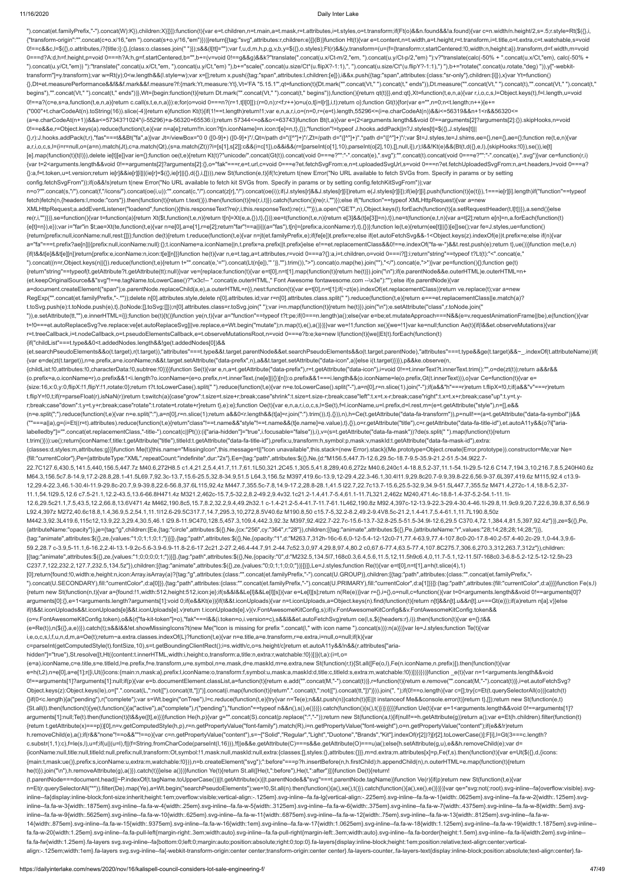```
").concat(et.familyPrefix,"-").concat(W):K)),children:X}]}]}:function(t){var e=t.children,n=t.main,a=t.mask,r=t.attributes,i=t.styles,o=t.transform;if(Ft(o)&&n.found&&!a.found){var c=n.width/n.height/2,s=.5;r.style=Rt(${{},i,{"transform-origin":"".concat(c+o.x/16,"em ").concat(s+o.y/16,"em")}})}return[{tag:"svg",attributes:r,children:e}]}(B)}function Ht(t){var e=t.content,n=t.width,a=t.height,r=t.transform,i=t.title,o=t.extra,c=t.watchable,s=void 0!==c&&c,l=${{},o.attributes,i?{title:i}:{},{class:o.classes.join(" ")}});s&&(l[tt]="");var f,u,d,m,h,p,g,v,b,y=${{},o.styles);Ft(r)&&(y.transform=(u=(f={transform:r,startCentered:!0,width:n,height:a}).transform,d=f.width,m=void 0===d?A:d,h=f.height,p=void 0===h?A:h,g=f.startCentered,b="",b+=(v=void 0!==g&&g)&&k?"translate(".concat(u.x/Ct-m/2,"em, ").concat(u.y/Ct-p/2,"em) "):v?"translate(calc(-50% + ".concat(u.x/Ct,"em), calc(-50% + ").concat(u.y/Ct,"em)) "):"translate(".concat(u.x/Ct,"em, ").concat(u.y/Ct,"em) "),b+="scale(".concat(u.size/Ct*(u.flipX?-1:1),", ").concat(u.size/Ct*(u.flipY?-1:1),") "),b+="rotate(".concat(u.rotate,"deg) ")),y["-webkit-transform"]=y.transform);var w=Rt(y);0<w.length&&(l.style=w);var x=[];return x.push({tag:"span",attributes:l,children:[e]}),i&&x.push({tag:"span",attributes:{class:"sr-only"},children:[i]}),x}var Yt=function()
{},Dt=et.measurePerformance&&f&&f.mark&&f.measure?f:{mark:Yt,measure:Yt},Vt='FA "5.15.1"',qt=function(t){Dt.mark("".concat(Vt," ").concat(t," ends")),Dt.measure("".concat(Vt," ").concat(t),"".concat(Vt," ").concat(t," begins"),"".concat(Vt," ").concat(t," ends"))},Wt={begin:function(t){return Dt.mark("".concat(Vt," ").concat(t," begins")),function(){return qt(t)}},end:qt},Xt=function(t,e,n,a){var r,i,o,c,s,l=Object.keys(t),f=l.length,u=void 0!==a?(c=e,s=a,function(t,e,n,a){return c.call(s,t,e,n,a)}):e;for(o=void 0===n?(r=1,t[l[0]]):(r=0,n);r<f;r++)o=u(o,t[i=l[r]],i,t);return o};function Gt(t){for(var e="",n=0;n<t.length;n++){e+=
("000"+t.charCodeAt(n).toString(16)).slice(-4)}return e}function Kt(t){if(1!==t.length)return!1;var e,n,a,r,i,o=(n=0,r=(e=t).length,55296<=(i=e.charCodeAt(n))&&i<=56319&&n+1<r&&56320<=
(a=e.charCodeAt(n+1))&&a<=57343?1024*(i-55296)+a-56320+65536:i);return 57344<=o&&o<=63743}function Bt(t,a){var e=(2<arguments.length&&void 0!==arguments[2]?arguments[2]:{}).skipHooks,n=void 0!==e&&e,r=Object.keys(a).reduce(function(t,e){var n=a[e];return!!n.icon?t[n.iconName]=n.icon:t[e]=n,t},{});"function"!=typeof J.hooks.addPack||n?J.styles[t]=${{},J.styles[t]||
{},r}:J.hooks.addPack(t,r),"fas"===t&&Bt("fa",a)}var Jt=/viewBox="0 0 ([0-9]+) ([0-9]+)"/,Qt=/path d="([^"]+)"/,Zt=/path d="([^"]+)".*path d="([^"]+)"/;var $t=J.styles,te=J.shims,ee={},ne={},ae={};function re(t,e,n){var a,r,i,o,c,s,l=(i=r=null,o=(a=n).match(Jt),c=a.match(Qt),(s=a.match(Zt))?i=[s[1],s[2]]:c&&(i=c[1]),o&&i&&(r=[parseInt(o[1],10),parseInt(o[2],10),[],null,i]),r);l&&!Kt(e)&&(Bt(t,d({},e,l),{skipHooks:!0}),se()),ie[t]
[e].map(function(t){t(l)}),delete ie[t][e]}var ie={};function oe(t,e){return Kt(t)?"unicode/".concat(Gt(t)).concat(void 0===e?"":"-".concat(e),".svg"):"".concat(t).concat(void 0===e?"":"-".concat(e),".svg")}var ce=function(r,i)
{var t=2<arguments.length&&void 0!==arguments[2]?arguments[2]:{},o="fak"===r,e=t.url,c=void 0===e?et.fetchSvgFrom:e,n=t.uploadedSvgUrl,s=void 0===n?et.fetchUploadedSvgFrom:n,a=t.headers,l=void 0===a?
{}:a,f=t.token,u=t.version;return ie[r]&&ie[r][i]||(ie[r]=${{},ie[r]||{},d({},i,[])}),new St(function(e,t){if(!c)return t(new Error("No URL available to fetch SVGs from. Specify in params or by setting config.fetchSvgFrom"));if(o&&!s)return t(new Error("No URL available to fetch kit SVGs from. Specify in params or by setting config.fetchKitSvgFrom"));var
n=o?"".concat(s,"/").concat(f,"/icons/").concat(oe(i,u)):"".concat(c,"/").concat(z[r],"/").concat(oe(i));if(J.styles[r]&&J.styles[r][i])return e(J.styles[r][i]);if(ie[r][i].push(function(t){e(t)}),1===ie[r][i].length)if("function"==typeof fetch)fetch(n,{headers:l,mode:"cors"}).then(function(t){return t.text()}).then(function(t){re(r,i,t)}).catch(function(){re(r,i,"")});else if("function"==typeof XMLHttpRequest){var a=new
XMLHttpRequest;a.addEventListener("loadend",function(){this.responseText?re(r,i,this.responseText):re(r,i,"")}),a.open("GET",n),Object.keys(l).forEach(function(t){a.setRequestHeader(t,l[t])}),a.send()}else
re(r,i,"")})},se=function(){var t=function(a){return Xt($t,function(t,e,n){return t[n]=Xt(e,a,{}),t},{})};ee=t(function(t,e,n){return e[3]&&(t[e[3]]=n),t}),ne=t(function(e,t,n){var a=t[2];return e[n]=n,a.forEach(function(t)
{e[t]=n}),e});var r="far"in $t;ae=Xt(te,function(t,e){var n=e[0],a=e[1],r=e[2];return"far"!==a||r||(a="fas"),t[n]={prefix:a,iconName:r},t},{})};function le(t,e){return(ee[t]||{})[e]}se();var fe=J.styles,ue=function()
{return{prefix:null,iconName:null,rest:[]}};function de(t){return t.reduce(function(t,e){var n=jt(et.familyPrefix,e);if(fe[e])t.prefix=e;else if(et.autoFetchSvg&&-1<Object.keys(z).indexOf(e))t.prefix=e;else if(n){var
a="fa"===t.prefix?ae[n]||{prefix:null,iconName:null}:{};t.iconName=a.iconName||n,t.prefix=a.prefix||t.prefix}else e!==et.replacementClass&&0!==e.indexOf("fa-w-")&&t.rest.push(e);return t},ue())}function me(t,e,n)
{if(t&&t[e]&&t[e][n])return{prefix:e,iconName:n,icon:t[e][n]}}function he(t){var n,e=t.tag,a=t.attributes,r=void 0===a?{}:a,i=t.children,o=void 0===i?[]:i;return"string"==typeof t?Lt(t):"<".concat(e,"
").concat((n=r,Object.keys(n||{}).reduce(function(t,e){return t+"".concat(e,'="').concat(Lt(n[e]),'" ')},"").trim()),">").concat(o.map(he).join(""),"</").concat(e,">")}var pe=function(){};function ge(t)
{return"string"==typeof(t.getAttribute?t.getAttribute(tt):null)}var ve={replace:function(t){var e=t[0],n=t[1].map(function(t){return he(t)}).join("\n");if(e.parentNode&&e.outerHTML)e.outerHTML=n+
(et.keepOriginalSource&&"svg"!==e.tagName.toLowerCase()?"\x3c!-- ".concat(e.outerHTML," Font Awesome fontawesome.com --\x3e"):"");else if(e.parentNode){var
a=document.createElement("span");e.parentNode.replaceChild(a,e),a.outerHTML=n}},nest:function(t){var e=t[0],n=t[1];if(~zt(e).indexOf(et.replacementClass))return ve.replace(t);var a=new
RegExp("".concat(et.familyPrefix,"-.*"));delete n[0].attributes.style,delete n[0].attributes.id;var r=n[0].attributes.class.split(" ").reduce(function(t,e){return e===et.replacementClass||e.match(a)?
t.toSvg.push(e):t.toNode.push(e),t},{toNode:[],toSvg:[]});n[0].attributes.class=r.toSvg.join(" ");var i=n.map(function(t){return he(t)}).join("\n");e.setAttribute("class",r.toNode.join("
")),e.setAttribute(tt,""),e.innerHTML=i}};function be(t){t()}function ye(n,t){var a="function"==typeof t?t:pe;if(0===n.length)a();else{var e=be;et.mutateApproach===N&&(e=v.requestAnimationFrame||be),e(function(){var
t=!0===et.autoReplaceSvg?ve.replace:ve[et.autoReplaceSvg]||ve.replace,e=Wt.begin("mutate");n.map(t),e(),a()})}}var we=!1;function xe(){we=!1}var ke=null;function Ae(t){if(l&&et.observeMutations){var
r=t.treeCallback,i=t.nodeCallback,o=t.pseudoElementsCallback,e=t.observeMutationsRoot,n=void 0===e?b:e;ke=new l(function(t){we||Et(t).forEach(function(t)
{if("childList"===t.type&&0<t.addedNodes.length&&!ge(t.addedNodes[0])&&
(et.searchPseudoElements&&o(t.target),r(t.target)),"attributes"===t.type&&t.target.parentNode&&et.searchPseudoElements&&o(t.target.parentNode),"attributes"===t.type&&ge(t.target)&&~_.indexOf(t.attributeName))if(
{var e=de(zt(t.target)),n=e.prefix,a=e.iconName;n&&t.target.setAttribute("data-prefix",n),a&&t.target.setAttribute("data-icon",a)}else i(t.target)})}),p&&ke.observe(n,
{childList:!0,attributes:!0,characterData:!0,subtree:!0})}}function Se(t){var e,n,a=t.getAttribute("data-prefix"),r=t.getAttribute("data-icon"),i=void 0!==t.innerText?t.innerText.trim():"",o=de(zt(t));return a&&r&&
(o.prefix=a,o.iconName=r),o.prefix&&1<i.length?o.iconName=(e=o.prefix,n=t.innerText,(ne[e]||{})[n]):o.prefix&&1===i.length&&(o.iconName=le(o.prefix,Gt(t.innerText))),o}var Ce=function(t){var e=
{size:16,x:0,y:0,flipX:!1,flipY:!1,rotate:0};return t?t.toLowerCase().split(" ").reduce(function(t,e){var n=e.toLowerCase().split("-"),a=n[0],r=n.slice(1).join("-");if(a&&"h"===r)return t.flipX=!0,t;if(a&&"v"===r)return
t.flipY=!0,t;if(r=parseFloat(r),isNaN(r))return t;switch(a){case"grow":t.size=t.size+r;break;case"shrink":t.size=t.size-r;break;case"left":t.x=t.x-r;break;case"right":t.x=t.x+r;break;case"up":t.y=t.y-
r;break;case"down":t.y=t.y+r;break;case"rotate":t.rotate=t.rotate+r}return t},e):e};function Oe(t){var e,n,a,r,i,o,c,s,l=Se(t),f=l.iconName,u=l.prefix,d=l.rest,m=(e=t.getAttribute("style"),n=[],e&&
(n=e.split(";").reduce(function(t,e){var n=e.split(":"),a=n[0],r=n.slice(1);return a&&0<r.length&&(t[a]=r.join(":").trim()),t},{})),n),h=Ce(t.getAttribute("data-fa-transform")),p=null!==(a=t.getAttribute("data-fa-symbol"))&&
(""===a||a),g=(i=Et((r=t).attributes).reduce(function(t,e){return"class"!==t.name&&"style"!==t.name&&(t[e.name]=e.value),t},{}),o=r.getAttribute("title"),c=r.getAttribute("data-fa-title-id"),et.autoA11y&&(o?i["aria-
labelledby"]="".concat(et.replacementClass,"-title-").concat(c||Pt()):(i["aria-hidden"]="true",i.focusable="false")),i),v=(s=t.getAttribute("data-fa-mask"))?de(s.split(" ").map(function(t){return
t.trim()})):ue();return{iconName:f,title:t.getAttribute("title"),titleId:t.getAttribute("data-fa-title-id"),prefix:u,transform:h,symbol:p,mask:v,maskId:t.getAttribute("data-fa-mask-id"),extra:
{classes:d,styles:m,attributes:g}}}function Me(t){this.name="MissingIcon",this.message=t||"Icon unavailable",this.stack=(new Error).stack}(Me.prototype=Object.create(Error.prototype)).constructor=Me;var Ne=
{fill:"currentColor"},Pe={attributeType:"XML",repeatCount:"indefinite",dur:"2s"},Ee={tag:"path",attributes:${{},Ne,{d:"M156.5,447.7l-12.6,29.5c-18.7-9.5-35.9-21.2-51.5-34.9l22.7-
22.7C127.6,430.5,141.5,440,156.5,447.7z M40.6,272H8.5 c1.4,21.2,5.4,41.7,11.7,61.1L50,321.2C45.1,305.5,41.8,289,40.6,272z M40.6,240c1.4-18.8,5.2-37,11.1-54.1l-29.5-12.6 C14.7,194.3,10,216.7,8.5,240H40.6z
M64.3,156.5c7.8-14.9,17.2-28.8,28.1-41.5L69.7,92.3c-13.7,15.6-25.5,32.8-34.9,51.5 L64.3,156.5z M397,419.6c-13.9,12-29.4,22.3-46.1,30.4l11.9,29.8c20.7-9.9,39.8-22.6,56.9-37.6L397,419.6z M115,92.4 c13.9-
12,29.4-22.3,46.1-30.4l-11.9-29.8c-20.7,9.9-39.8,22.6-56.8,37.6L115,92.4z M447.7,355.5c-7.8,14.9-17.2,28.8-28.1,41.5 l22.7,22.7c13.7-15.6,25.5-32.9,34.9-51.5L447.7,355.5z M471.4,272c-1.4,18.8-5.2,37-
11.1,54.1l29.5,12.6 c7.5-21.1,12.2-43.5,13.6-66.8H471.4z M321.2,462c-15.7,5-32.2,8.2-49.2,9.4v32.1c21.2-1.4,41.7-5.4,61.1-11.7L321.2,462z M240,471.4c-18.8-1.4-37-5.2-54.1-11.1l-
12.6,29.5c21.1,7.5,43.5,12.2,66.8,13.6V471.4z M462,190.8c5,15.7,8.2,32.2,9.4,49.2h32.1 c-1.4-21.2-5.4-41.7-11.7-61.1L462,190.8z M92.4,397c-12-13.9-22.3-29.4-30.4-46.1l-29.8,11.9c9.9,20.7,22.6,39.8,37.6,56.9
L92.4,397z M272,40.6c18.8,1.4,36.9,5.2,54.1,11.1l12.6-29.5C317.7,14.7,295.3,10,272,8.5V40.6z M190.8,50 c15.7-5,32.2-8.2,49.2-9.4V8.5c-21.2,1.4-41.7,5.4-61.1,11.7L190.8,50z
M442.3,92.3L419.6,115c12,13.9,22.3,29.4,30.5,46.1 l29.8-11.9C470,128.5,457.3,109.4,442.3,92.3z M397,92.4l22.7-22.7c-15.6-13.7-32.8-25.5-51.5-34.9l-12.6,29.5 C370.4,72.1,384.4,81.5,397,92.4z"}},ze=${{},Pe,
{attributeName:"opacity"}},je={tag:"g",children:[Ee,{tag:"circle",attributes:${{},Ne,{cx:"256",cy:"364",r:"28"}),children:[{tag:"animate",attributes:${{},Pe,{attributeName:"r",values:"28;14;28;28;14;28;"}}},
{tag:"animate",attributes:${{},ze,{values:"1;0;1;1;0;1;"}}}]},{tag:"path",attributes:${{},Ne,{opacity:"1",d:"M263.7,312h-16c-6.6,0-12-5.4-12-12c0-71,77.4-63.9,77.4-107.8c0-20-17.8-40.2-57.4-40.2c-29.1,0-44.3,9.6-
59.2,28.7 c-3.9,5-11.1,6-16.2,2.4l-13.1-9.2c-5.6-3.9-6.9-11.8-2.6-17.2c21.2-27.2,46.4-44.7,91.2-44.7c52.3,0,97.4,29.8,97.4,80.2 c0,67.6-77.4,63.5-77.4,107.8C275.7,306.6,270.3,312,263.7,312z"}),children:
[{tag:"animate",attributes:${{},ze,{values:"1;0;0;0;0;1;"}}}]},{tag:"path",attributes:${{},Ne,{opacity:"0",d:"M232.5,134.5l7,168c0.3,6.4,5.6,11.5,12,11.5h9c6.4,0,11.7-5.1,12-11.5l7-168c0.3-6.8-5.2-12.5-12-12.5h-23
C237.7,122,232.2,127.7,232.5,134.5z"}),children:[{tag:"animate",attributes:${{},ze,{values:"0;0;1;1;0;0;"}}}]}]},Le=J.styles;function Re(t){var e=t[0],n=t[1],a=h(t.slice(4),1)
[0];return{found:!0,width:e,height:n,icon:Array.isArray(a)?{tag:"g",attributes:{class:"".concat(et.familyPrefix,"-").concat(U.GROUP)},children:[{tag:"path",attributes:{class:"".concat(et.familyPrefix,"-
").concat(U.SECONDARY),fill:"currentColor",d:a[0]}},{tag:"path",attributes:{class:"".concat(et.familyPrefix,"-").concat(U.PRIMARY),fill:"currentColor",d:a[1]}}]}:{tag:"path",attributes:{fill:"currentColor",d:a}}}}function Fe(s,l)
{return new St(function(n,t){var a={found:!1,width:512,height:512,icon:je};if(s&&l&&Le[l]&&Le[l][s]){var e=Le[l][s];return n(Re(e))}var r={},i={},o=null,c=function(){var t=0<arguments.length&&void 0!==arguments[0]?
arguments[0]:{},e=1<arguments.length?arguments[1]:void 0;if(e&&Kt(e)){if(t&&t.iconUploads){var n=t.iconUploads,a=Object.keys(n).find(function(t){return n[t]&&n[t].u&&n[t].u===Gt(e)});if(a)return n[a].v}}else
if(t&&t.iconUploads&&t.iconUploads[e]&&t.iconUploads[e].v)return t.iconUploads[e].v}(v.FontAwesomeKitConfig,s);if(v.FontAwesomeKitConfig&&v.FontAwesomeKitConfig.token&&
(o=v.FontAwesomeKitConfig.token),o&&(r["fa-kit-token"]=o),"fak"===l&&(i.token=o,i.version=c),s&&l&&et.autoFetchSvg)return ce(l,s,${{headers:r},i}).then(function(t){var e={};t&&
(e=Re(t)),n(${{},a,e})}).catch(t);s&&l&&!et.showMissingIcons?t(new Me("Icon is missing for prefix ".concat(l," with icon name ").concat(s))):n(a)})}var Ie=J.styles;function Te(t){var
i,e,o,c,s,l,f,u,n,d,m,a=Oe(t);return~a.extra.classes.indexOf(L)?function(t,e){var n=e.title,a=e.transform,r=e.extra,i=null,o=null;if(k){var
c=parseInt(getComputedStyle(t).fontSize,10),s=t.getBoundingClientRect();i=s.width/c,o=s.height/c}return et.autoA11y&&!n&&(r.attributes["aria-
hidden"]="true"),St.resolve([t,Ht({content:t.innerHTML,width:i,height:o,transform:a,title:n,extra:r,watchable:!0})])}(t,a):(i=t,o=
(e=a).iconName,c=e.title,s=e.titleId,l=e.prefix,f=e.transform,u=e.symbol,n=e.mask,d=e.maskId,m=e.extra,new St(function(r,t){St.all([Fe(o,l),Fe(n.iconName,n.prefix)]).then(function(t){var
e=h(t,2),n=e[0],a=e[1];r([i,Ut({icons:{main:n,mask:a},prefix:l,iconName:o,transform:f,symbol:u,mask:a,maskId:d,title:c,titleId:s,extra:m,watchable:!0})])})}))}function _e(t){var n=1<arguments.length&&void
0!==arguments[1]?arguments[1]:null;if(p){var e=b.documentElement.classList,a=function(t){return e.add("".concat(M,"-").concat(t))},r=function(t){return e.remove("".concat(M,"-").concat(t))},i=et.autoFetchSvg?
Object.keys(z):Object.keys(Ie),o=["".concat(L,":not([").concat(tt,"])")].concat(i.map(function(t){return".".concat(t,":not([").concat(tt,"])")})).join(", ");if(0!==o.length){var c=[];try{c=Et(t.querySelectorAll(o))}catch(t)
{}if(0<c.length){a("pending"),r("complete");var s=Wt.begin("onTree"),l=c.reduce(function(t,e){try{var n=Te(e);n&&t.push(n)}catch(t){E||t instanceof Me&&console.error(t)}return t},[]);return new St(function(e,t)
{St.all(l).then(function(t){ye(t,function(){a("active"),a("complete"),r("pending"),"function"==typeof n&&n(),s(),e()})}).catch(function(){s(),t()})})}}}function Ue(t){var e=1<arguments.length&&void 0!==arguments[1]?
arguments[1]:null;Te(t).then(function(t){t&&ye([t],e)})}function He(h,p){var g="".concat(S).concat(p.replace(":","-"));return new St(function(a,t){if(null!==h.getAttribute(g))return a();var e=Et(h.children).filter(function(t)
{return t.getAttribute(x)===p})[0],n=v.getComputedStyle(h,p),r=n.getPropertyValue("font-family").match(R),i=n.getPropertyValue("font-weight"),o=n.getPropertyValue("content");if(e&&!r)return
h.removeChild(e),a();if(r&&"none"!==o&&""!==o){var c=n.getPropertyValue("content"),s=~["Solid","Regular","Light","Duotone","Brands","Kit"].indexOf(r[2])?I[r[2].toLowerCase()]:F[i],l=Gt(3===c.length?
c.substr(1,1):c),f=le(s,l),u=f;if(u||(u=l),f||(f=String.fromCharCode(parseInt(l,16))),!f||e&&e.getAttribute(C)===s&&e.getAttribute(O)===u)a();else{h.setAttribute(g,u),e&&h.removeChild(e);var d=
{iconName:null,title:null,titleId:null,prefix:null,transform:Ot,symbol:!1,mask:null,maskId:null,extra:{classes:[],styles:{},attributes:{}}},m=d.extra;m.attributes[x]=p,Fe(f,s).then(function(t){var e=Ut(${{},d,{icons:
{main:t,mask:ue()},prefix:s,iconName:u,extra:m,watchable:!0}}),n=b.createElement("svg");":before"===p?h.insertBefore(n,h.firstChild):h.appendChild(n),n.outerHTML=e.map(function(t){return
he(t)}).join("\n"),h.removeAttribute(g),a()}).catch(t)}}else a()})}function Ye(t){return St.all([He(t,":before"),He(t,":after")])}function De(t){return!
(t.parentNode===document.head||~P.indexOf(t.tagName.toUpperCase())||t.getAttribute(x)||t.parentNode&&"svg"===t.parentNode.tagName)}function Ve(r){if(p)return new St(function(t,e){var
n=Et(r.querySelectorAll("*")).filter(De).map(Ye),a=Wt.begin("searchPseudoElements");we=!0,St.all(n).then(function(){a(),xe(),t()}).catch(function(){a(),xe(),e()})})}var qe="svg:not(:root).svg-inline--fa{overflow:visible}.svg-
inline--fa{display:inline-block;font-size:inherit;height:1em;overflow:visible;vertical-align:-.125em}.svg-inline--fa.fa-lg{vertical-align:-.225em}.svg-inline--fa.fa-w-1{width:.0625em}.svg-inline--fa.fa-w-2{width:.125em}.svg-
inline--fa.fa-w-3{width:.1875em}.svg-inline--fa.fa-w-4{width:.25em}.svg-inline--fa.fa-w-5{width:.3125em}.svg-inline--fa.fa-w-6{width:.375em}.svg-inline--fa.fa-w-7{width:.4375em}.svg-inline--fa.fa-w-8{width:.5em}.svg-
inline--fa.fa-w-9{width:.5625em}.svg-inline--fa.fa-w-10{width:.625em}.svg-inline--fa.fa-w-11{width:.6875em}.svg-inline--fa.fa-w-12{width:.75em}.svg-inline--fa.fa-w-13{width:.8125em}.svg-inline--fa.fa-w-
14{width:.875em}.svg-inline--fa.fa-w-15{width:.9375em}.svg-inline--fa.fa-w-16{width:1em}.svg-inline--fa.fa-w-17{width:1.0625em}.svg-inline--fa.fa-w-18{width:1.125em}.svg-inline--fa.fa-w-19{width:1.1875em}.svg-inline--
fa.fa-w-20{width:1.25em}.svg-inline--fa.fa-pull-left{margin-right:.3em;width:auto}.svg-inline--fa.fa-pull-right{margin-left:.3em;width:auto}.svg-inline--fa.fa-border{height:1.5em}.svg-inline--fa.fa-li{width:2em}.svg-inline--
fa.fa-fw{width:1.25em}.fa-layers svg.svg-inline--fa{bottom:0;left:0;margin:auto;position:absolute;right:0;top:0}.fa-layers{display:inline-block;height:1em;position:relative;text-align:center;vertical-
align:-.125em;width:1em}.fa-layers svg.svg-inline--fa{-webkit-transform-origin:center center;transform-origin:center center}.fa-layers-counter,.fa-layers-text{display:inline-block;position:absolute;text-align:center}.fa-
```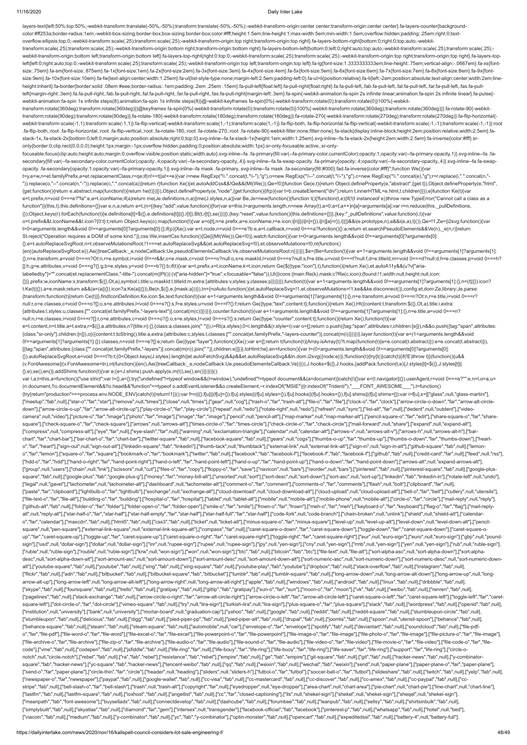```
layers-text{left:50%;top:50%;-webkit-transform:translate(-50%,-50%);transform:translate(-50%,-50%);-webkit-transform-origin:center center;transform-origin:center center}.fa-layers-counter{background-color:#ff253a;border-radius:1em;-webkit-box-sizing:border-box;box-sizing:border-box;color:#fff;height:1.5em;line-height:1;max-width:5em;min-width:1.5em;overflow:hidden;padding:.25em;right:0;text-overflow:ellipsis;top:0;-webkit-transform:scale(.25);transform:scale(.25);-webkit-transform-origin:top right;transform-origin:top right}.fa-layers-bottom-right{bottom:0;right:0;top:auto;-webkit-transform:scale(.25);transform:scale(.25);-webkit-transform-origin:bottom right;transform-origin:bottom right}.fa-layers-bottom-left{bottom:0;left:0;right:auto;top:auto;-webkit-transform:scale(.25);transform:scale(.25);-webkit-transform-origin:bottom left;transform-origin:bottom left}.fa-layers-top-right{right:0;top:0;-webkit-transform:scale(.25);transform:scale(.25);-webkit-transform-origin:top right;transform-origin:top right}.fa-layers-top-left{left:0;right:auto;top:0;-webkit-transform:scale(.25);transform:scale(.25);-webkit-transform-origin:top left;transform-origin:top left}.fa-lg{font-size:1.3333333333em;line-height:.75em;vertical-align:-.0667em}.fa-xs{font-size:.75em}.fa-sm{font-size:.875em}.fa-1x{font-size:1em}.fa-2x{font-size:2em}.fa-3x{font-size:3em}.fa-4x{font-size:4em}.fa-5x{font-size:5em}.fa-6x{font-size:6em}.fa-7x{font-size:7em}.fa-8x{font-size:8em}.fa-9x{font-size:9em}.fa-10x{font-size:10em}.fa-fw{text-align:center;width:1.25em}.fa-ul{list-style-type:none;margin-left:2.5em;padding-left:0}.fa-ul>li{position:relative}.fa-li{left:-2em;position:absolute;text-align:center;width:2em;line-height:inherit}.fa-border{border:solid .08em #eee;border-radius:.1em;padding:.2em .25em .15em}.fa-pull-left{float:left}.fa-pull-right{float:right}.fa.fa-pull-left,.fab.fa-pull-left,.fal.fa-pull-left,.far.fa-pull-left,.fas.fa-pull-left{margin-right:.3em}.fa.fa-pull-right,.fab.fa-pull-right,.fal.fa-pull-right,.far.fa-pull-right,.fas.fa-pull-right{margin-left:.3em}.fa-spin{-webkit-animation:fa-spin 2s infinite linear;animation:fa-spin 2s infinite linear}.fa-pulse{-webkit-animation:fa-spin 1s infinite steps(8);animation:fa-spin 1s infinite steps(8)}@-webkit-keyframes fa-spin{0%{-webkit-transform:rotate(0);transform:rotate(0)}100%{-webkit-transform:rotate(360deg);transform:rotate(360deg)}}@keyframes fa-spin{0%{-webkit-transform:rotate(0);transform:rotate(0)}100%{-webkit-transform:rotate(360deg);transform:rotate(360deg)}}.fa-rotate-90{-webkit-transform:rotate(90deg);transform:rotate(90deg)}.fa-rotate-180{-webkit-transform:rotate(180deg);transform:rotate(180deg)}.fa-rotate-270{-webkit-transform:rotate(270deg);transform:rotate(270deg)}.fa-flip-horizontal{-webkit-transform:scale(-1,1);transform:scale(-1,1)}.fa-flip-vertical{-webkit-transform:scale(1,-1);transform:scale(1,-1)}.fa-flip-both,.fa-flip-horizontal.fa-flip-vertical{-webkit-transform:scale(-1,-1);transform:scale(-1,-1)}:root .fa-flip-both,:root .fa-flip-horizontal,:root .fa-flip-vertical,:root .fa-rotate-180,:root .fa-rotate-270,:root .fa-rotate-90{-webkit-filter:none;filter:none}.fa-stack{display:inline-block;height:2em;position:relative;width:2.5em}.fa-stack-1x,.fa-stack-2x{bottom:0;left:0;margin:auto;position:absolute;right:0;top:0}.svg-inline--fa.fa-stack-1x{height:1em;width:1.25em}.svg-inline--fa.fa-stack-2x{height:2em;width:2.5em}.fa-inverse{color:#fff}.sr-only{border:0;clip:rect(0,0,0,0);height:1px;margin:-1px;overflow:hidden;padding:0;position:absolute;width:1px}.sr-only-focusable:active,.sr-only-focusable:focus{clip:auto;height:auto;margin:0;overflow:visible;position:static;width:auto}.svg-inline--fa .fa-primary{fill:var(--fa-primary-color,currentColor);opacity:1;opacity:var(--fa-primary-opacity,1)}.svg-inline--fa .fa-secondary{fill:var(--fa-secondary-color,currentColor);opacity:.4;opacity:var(--fa-secondary-opacity,.4)}.svg-inline--fa.fa-swap-opacity .fa-primary{opacity:.4;opacity:var(--fa-secondary-opacity,.4)}.svg-inline--fa.fa-swap-opacity .fa-secondary{opacity:1;opacity:var(--fa-primary-opacity,1)}.svg-inline--fa mask .fa-primary,.svg-inline--fa mask .fa-secondary{fill:#000}.fad.fa-inverse{color:#fff}";function We(){var t=y,e=w,n=et.familyPrefix,a=et.replacementClass,r=qe;if(n!==t||a!==e){var i=new RegExp("\\.".concat(t,"\\-"),"g"),o=new RegExp("\\--".concat(t,"\\-"),"g"),c=new RegExp("\\.".concat(e),"g");r=r.replace(i,".".concat(n,"-")).replace(o,"--".concat(n,"-")).replace(c,".".concat(a))}return r}function Xe(){et.autoAddCss&&!Qe&&(Mt(We()),Qe=!0)}function Ge(e,t){return Object.defineProperty(e,"abstract",{get:t}),Object.defineProperty(e,"html",{get:function(){return e.abstract.map(function(t){return he(t)})}}),Object.defineProperty(e,"node",{get:function(){if(p){var t=b.createElement("div");return t.innerHTML=e.html,t.children}}}),e}function Ke(t){var e=t.prefix,n=void 0===e?"fa":e,a=t.iconName;if(a)return me(Je.definitions,n,a)||me(J.styles,n,a)}var Be,Je=new(function(){function t(){!function(t,e){if(!(t instanceof e))throw new TypeError("Cannot call a class as a function")}(this,t),this.definitions={}}var e,n,a;return e=t,(n=[{key:"add",value:function(){for(var e=this,t=arguments.length,n=new Array(t),a=0;a<t;a++)n[a]=arguments[a];var r=n.reduce(this._pullDefinitions,{});Object.keys(r).forEach(function(t){e.definitions[t]=$({},e.definitions[t]||{},r[t]),Bt(t,r[t]),se()})}},{key:"reset",value:function(){this.definitions={}}},{key:"_pullDefinitions",value:function(i,t){var o=t.prefix&&t.iconName&&t.icon?{0:t}:t;return Object.keys(o).map(function(t){var e=o[t],n=e.prefix,a=e.iconName,r=e.icon;i[n]||(i[n]={}),i[n][a]=r}),i}}])&&i(e.prototype,n),a&&i(e,a),t}()),Qe=!1,Ze={i2svg:function(){var t=0<arguments.length&&void 0!==arguments[0]?arguments[0]:{};if(p){Xe();var e=t.node,n=void 0===e?b:e,a=t.callback,r=void 0===a?function(){}:a;return et.searchPseudoElements&&Ve(n),_e(n,r)}return St.reject("Operation requires a DOM of some kind.")},css:We,insertCss:function(){Qe||(Mt(We()),Qe=!0)},watch:function(){var t=0<arguments.length&&void 0!==arguments[0]?arguments[0]:{},e=t.autoReplaceSvgRoot,n=t.observeMutationsRoot;!1===et.autoReplaceSvg&&(et.autoReplaceSvg=!0),et.observeMutations=!0,nt(function(){en({autoReplaceSvgRoot:e}),Ae({treeCallback:_e,nodeCallback:Ue,pseudoElementsCallback:Ve,observeMutationsRoot:n})})}},$e=(Be=function(t){var e=1<arguments.length&&void 0!==arguments[1]?arguments[1]:{},n=e.transform,a=void 0===n?Ot:n,r=e.symbol,i=void 0!==r&&r,o=e.mask,c=void 0===o?null:o,s=e.maskId,l=void 0===s?null:s,f=e.title,u=void 0===f?null:f,d=e.titleId,m=void 0===d?null:d,h=e.classes,p=void 0===h?[]:h,g=e.attributes,v=void 0===g?{}:g,b=e.styles,y=void 0===b?{}:b;if(t){var w=t.prefix,x=t.iconName,k=t.icon;return Ge($({type:"icon"},t),function(){return Xe(),et.autoA11y&&(u?v["aria-labelledby"]="".concat(et.replacementClass,"-title-").concat(m||Pt()):(v["aria-hidden"]="true",v.focusable="false")),Ut({icons:{main:Re(k),mask:c?Re(c.icon):{found:!1,width:null,height:null,icon:{}}},prefix:w,iconName:x,transform:$({},Ot,a),symbol:i,title:u,maskId:l,titleId:m,extra:{attributes:v,styles:y,classes:p}})})}},function(t){var e=1<arguments.length&&void 0!==arguments[1]?arguments[1]:{},n=(t||{}).icon?t:Ke(t||{}),a=e.mask;return a&&(a=(a||{}).icon?a:Ke(a||{})),Be(n,$({},e,{mask:a}))}),tn={noAuto:function(){et.autoReplaceSvg=!1,et.observeMutations=!1,ke&&ke.disconnect()},config:et,dom:Ze,library:Je,parse:{transform:function(t){return Ce(t)}},findIconDefinition:Ke,icon:$e,text:function(t){var e=1<arguments.length&&void 0!==arguments[1]?arguments[1]:{},n=e.transform,a=void 0===n?Ot:n,r=e.title,i=void 0===r?null:r,o=e.classes,c=void 0===o?[]:o,s=e.attributes,l=void 0===s?{}:s,f=e.styles,u=void 0===f?{}:f;return Ge({type:"text",content:t},function(){return Xe(),Ht({content:t,transform:$({},Ot,a),title:i,extra:{attributes:l,styles:u,classes:["".concat(et.familyPrefix,"-layers-text")].concat(m(c))}})})},counter:function(t){var e=1<arguments.length&&void 0!==arguments[1]?arguments[1]:{},n=e.title,a=void 0===n?null:n,r=e.classes,i=void 0===r?[]:r,o=e.attributes,c=void 0===o?{}:o,s=e.styles,l=void 0===s?{}:s;return Ge({type:"counter",content:t},function(){var e=t.content,n=t.title,a=t.extra,r=$({},a.attributes,n?{title:n}:{},{class:a.classes.join(" ")}),i=Rt(a.styles);0<i.length&&(r.style=i);var o=[];return o.push({tag:"span",attributes:r,children:[e]}),n&&o.push({tag:"span",attributes:{class:"sr-only"},children:[n]}),o}({content:t.toString(),title:a,extra:{attributes:c,styles:l,classes:["".concat(et.familyPrefix,"-layers-counter")].concat(m(i))}})})},layer:function(t){var e=(1<arguments.length&&void 0!==arguments[1]?arguments[1]:{}).classes,n=void 0===e?[]:e;return Ge({type:"layer"},function(){Xe();var e=[];return t(function(t){Array.isArray(t)?t.map(function(t){e=e.concat(t.abstract)}):e=e.concat(t.abstract)}),[{tag:"span",attributes:{class:["".concat(et.familyPrefix,"-layers")].concat(m(n)).join(" ")},children:e}]})},toHtml:he},en=function(){var t=(0<arguments.length&&void 0!==arguments[0]?arguments[0]:{}).autoReplaceSvgRoot,e=void 0===t?b:t;(0<Object.keys(J.styles).length||et.autoFetchSvg)&&p&&et.autoReplaceSvg&&tn.dom.i2svg({node:e})};!function(t){try{t()}catch(t){if(!E)throw t}}(function(){u&&(v.FontAwesome||(v.FontAwesome=tn),nt(function(){en(),Ae({treeCallback:_e,nodeCallback:Ue,pseudoElementsCallback:Ve})})),J.hooks=$({},J.hooks,{addPack:function(t,e){J.styles[t]=$({},J.styles[t]||{},e),se(),en()},addShims:function(t){var e;(e=J.shims).push.apply(e,m(t)),se(),en()}})})}();
var l,a;l=this,a=function(){"use strict";var l={},a={};try{"undefined"!=typeof window&&(l=window),"undefined"!=typeof document&&(a=document)}catch(l){}var e=(l.navigator||{}).userAgent,r=void 0===e?"":e,n=l,o=a,u=(n.document,!!o.documentElement&&!!o.head&&"function"==typeof o.addEventListener&&o.createElement,~r.indexOf("MSIE")||r.indexOf("Trident/"),"___FONT_AWESOME___"),t=function(){try{return"production"===process.env.NODE_ENV}catch(l){return!1}}();var f=n||{};f[u]||(f[u]={}),f[u].styles||(f[u].styles={}),f[u].hooks||(f[u].hooks={}),f[u].shims||(f[u].shims=[]);var i=f[u],s=[["glass",null,"glass-martini"],["meetup","fab",null],["star-o","far","star"],["remove",null,"times"],["close",null,"times"],["gear",null,"cog"],["trash-o","far","trash-alt"],["file-o","far","file"],["clock-o","far","clock"],["arrow-circle-o-down","far","arrow-alt-circle-down"],["arrow-circle-o-up","far","arrow-alt-circle-up"],["play-circle-o","far","play-circle"],["repeat",null,"redo"],["rotate-right",null,"redo"],["refresh",null,"sync"],["list-alt","far",null],["dedent",null,"outdent"],["video-camera",null,"video"],["picture-o","far","image"],["photo","far","image"],["image","far","image"],["pencil",null,"pencil-alt"],["map-marker",null,"map-marker-alt"],["pencil-square-o","far","edit"],["share-square-o","far","share-square"],["check-square-o","far","check-square"],["arrows",null,"arrows-alt"],["times-circle-o","far","times-circle"],["check-circle-o","far","check-circle"],["mail-forward",null,"share"],["expand",null,"expand-alt"],["compress",null,"compress-alt"],["eye","far",null],["eye-slash","far",null],["warning",null,"exclamation-triangle"],["calendar",null,"calendar-alt"],["arrows-v",null,"arrows-alt-v"],["arrows-h",null,"arrows-alt-h"],["bar-chart","far","chart-bar"],["bar-chart-o","far","chart-bar"],["twitter-square","fab",null],["facebook-square","fab",null],["gears",null,"cogs"],["thumbs-o-up","far","thumbs-up"],["thumbs-o-down","far","thumbs-down"],["heart-o","far","heart"],["sign-out",null,"sign-out-alt"],["linkedin-square","fab","linkedin"],["thumb-tack",null,"thumbtack"],["external-link",null,"external-link-alt"],["sign-in",null,"sign-in-alt"],["github-square","fab",null],["lemon-o","far","lemon"],["square-o","far","square"],["bookmark-o","far","bookmark"],["twitter","fab",null],["facebook","fab","facebook-f"],["facebook-f","fab","facebook-f"],["github","fab",null],["credit-card","far",null],["feed",null,"rss"],["hdd-o","far","hdd"],["hand-o-right","far","hand-point-right"],["hand-o-left","far","hand-point-left"],["hand-o-up","far","hand-point-up"],["hand-o-down","far","hand-point-down"],["arrows-alt",null,"expand-arrows-alt"],["group",null,"users"],["chain",null,"link"],["scissors",null,"cut"],["files-o","far","copy"],["floppy-o","far","save"],["navicon",null,"bars"],["reorder",null,"bars"],["pinterest","fab",null],["pinterest-square","fab",null],["google-plus-square","fab",null],["google-plus","fab","google-plus-g"],["money","far","money-bill-alt"],["unsorted",null,"sort"],["sort-desc",null,"sort-down"],["sort-asc",null,"sort-up"],["linkedin","fab","linkedin-in"],["rotate-left",null,"undo"],["legal",null,"gavel"],["tachometer",null,"tachometer-alt"],["dashboard",null,"tachometer-alt"],["comment-o","far","comment"],["comments-o","far","comments"],["flash",null,"bolt"],["clipboard","far",null],["paste","far","clipboard"],["lightbulb-o","far","lightbulb"],["exchange",null,"exchange-alt"],["cloud-download",null,"cloud-download-alt"],["cloud-upload",null,"cloud-upload-alt"],["bell-o","far","bell"],["cutlery",null,"utensils"],["file-text-o","far","file-alt"],["building-o","far","building"],["hospital-o","far","hospital"],["tablet",null,"tablet-alt"],["mobile",null,"mobile-alt"],["mobile-phone",null,"mobile-alt"],["circle-o","far","circle"],["mail-reply",null,"reply"],["github-alt","fab",null],["folder-o","far","folder"],["folder-open-o","far","folder-open"],["smile-o","far","smile"],["frown-o","far","frown"],["meh-o","far","meh"],["keyboard-o","far","keyboard"],["flag-o","far","flag"],["mail-reply-all",null,"reply-all"],["star-half-o","far","star-half"],["star-half-empty","far","star-half"],["star-half-full","far","star-half"],["code-fork",null,"code-branch"],["chain-broken",null,"unlink"],["shield",null,"shield-alt"],["calendar-o","far","calendar"],["maxcdn","fab",null],["html5","fab",null],["css3","fab",null],["ticket",null,"ticket-alt"],["minus-square-o","far","minus-square"],["level-up",null,"level-up-alt"],["level-down",null,"level-down-alt"],["pencil-square",null,"pen-square"],["external-link-square",null,"external-link-square-alt"],["compass","far",null],["caret-square-o-down","far","caret-square-down"],["toggle-down","far","caret-square-down"],["caret-square-o-up","far","caret-square-up"],["toggle-up","far","caret-square-up"],["caret-square-o-right","far","caret-square-right"],["toggle-right","far","caret-square-right"],["eur",null,"euro-sign"],["euro",null,"euro-sign"],["gbp",null,"pound-sign"],["usd",null,"dollar-sign"],["dollar",null,"dollar-sign"],["inr",null,"rupee-sign"],["rupee",null,"rupee-sign"],["jpy",null,"yen-sign"],["cny",null,"yen-sign"],["rmb",null,"yen-sign"],["yen",null,"yen-sign"],["rub",null,"ruble-sign"],["ruble",null,"ruble-sign"],["rouble",null,"ruble-sign"],["krw",null,"won-sign"],["won",null,"won-sign"],["btc","fab",null],["bitcoin","fab","btc"],["file-text",null,"file-alt"],["sort-alpha-asc",null,"sort-alpha-down"],["sort-alpha-desc",null,"sort-alpha-down-alt"],["sort-amount-asc",null,"sort-amount-down"],["sort-amount-desc",null,"sort-amount-down-alt"],["sort-numeric-asc",null,"sort-numeric-down"],["sort-numeric-desc",null,"sort-numeric-down-alt"],["youtube-square","fab",null],["youtube","fab",null],["xing","fab",null],["xing-square","fab",null],["youtube-play","fab","youtube"],["dropbox","fab",null],["stack-overflow","fab",null],["instagram","fab",null],["flickr","fab",null],["adn","fab",null],["bitbucket","fab",null],["bitbucket-square","fab","bitbucket"],["tumblr","fab",null],["tumblr-square","fab",null],["long-arrow-down",null,"long-arrow-alt-down"],["long-arrow-up",null,"long-arrow-alt-up"],["long-arrow-left",null,"long-arrow-alt-left"],["long-arrow-right",null,"long-arrow-alt-right"],["apple","fab",null],["windows","fab",null],["android","fab",null],["linux","fab",null],["dribbble","fab",null],["skype","fab",null],["foursquare","fab",null],["trello","fab",null],["gratipay","fab",null],["gittip","fab","gratipay"],["sun-o","far","sun"],["moon-o","far","moon"],["vk","fab",null],["weibo","fab",null],["renren","fab",null],["pagelines","fab",null],["stack-exchange","fab",null],["arrow-circle-o-right","far","arrow-alt-circle-right"],["arrow-circle-o-left","far","arrow-alt-circle-left"],["caret-square-o-left","far","caret-square-left"],["toggle-left","far","caret-square-left"],["dot-circle-o","far","dot-circle"],["vimeo-square","fab",null],["try",null,"lira-sign"],["turkish-lira",null,"lira-sign"],["plus-square-o","far","plus-square"],["slack","fab",null],["wordpress","fab",null],["openid","fab",null],["institution",null,"university"],["bank",null,"university"],["mortar-board",null,"graduation-cap"],["yahoo","fab",null],["google","fab",null],["reddit","fab",null],["reddit-square","fab",null],["stumbleupon-circle","fab",null],["stumbleupon","fab",null],["delicious","fab",null],["digg","fab",null],["pied-piper-pp","fab",null],["pied-piper-alt","fab",null],["drupal","fab",null],["joomla","fab",null],["spoon",null,"utensil-spoon"],["behance","fab",null],["behance-square","fab",null],["steam","fab",null],["steam-square","fab",null],["automobile",null,"car"],["envelope-o","far","envelope"],["spotify","fab",null],["deviantart","fab",null],["soundcloud","fab",null],["file-pdf-o","far","file-pdf"],["file-word-o","far","file-word"],["file-excel-o","far","file-excel"],["file-powerpoint-o","far","file-powerpoint"],["file-image-o","far","file-image"],["file-photo-o","far","file-image"],["file-picture-o","far","file-image"],["file-archive-o","far","file-archive"],["file-zip-o","far","file-archive"],["file-audio-o","far","file-audio"],["file-sound-o","far","file-audio"],["file-video-o","far","file-video"],["file-movie-o","far","file-video"],["file-code-o","far","file-code"],["vine","fab",null],["codepen","fab",null],["jsfiddle","fab",null],["life-ring","far",null],["life-bouy","far","life-ring"],["life-buoy","far","life-ring"],["life-saver","far","life-ring"],["support","far","life-ring"],["circle-o-notch",null,"circle-notch"],["rebel","fab",null],["ra","fab","rebel"],["resistance","fab","rebel"],["empire","fab",null],["ge","fab","empire"],["git-square","fab",null],["git","fab",null],["hacker-news","fab",null],["y-combinator-square","fab","hacker-news"],["yc-square","fab","hacker-news"],["tencent-weibo","fab",null],["qq","fab",null],["weixin","fab",null],["wechat","fab","weixin"],["send",null,"paper-plane"],["paper-plane-o","far","paper-plane"],["send-o","far","paper-plane"],["circle-thin","far","circle"],["header",null,"heading"],["sliders",null,"sliders-h"],["futbol-o","far","futbol"],["soccer-ball-o","far","futbol"],["slideshare","fab",null],["twitch","fab",null],["yelp","fab",null],["newspaper-o","far","newspaper"],["paypal","fab",null],["google-wallet","fab",null],["cc-visa","fab",null],["cc-mastercard","fab",null],["cc-discover","fab",null],["cc-amex","fab",null],["cc-paypal","fab",null],["cc-stripe","fab",null],["bell-slash-o","far","bell-slash"],["trash",null,"trash-alt"],["copyright","far",null],["eyedropper",null,"eye-dropper"],["area-chart",null,"chart-area"],["pie-chart",null,"chart-pie"],["line-chart",null,"chart-line"],["lastfm","fab",null],["lastfm-square","fab",null],["ioxhost","fab",null],["angellist","fab",null],["cc","far","closed-captioning"],["ils",null,"shekel-sign"],["shekel",null,"shekel-sign"],["sheqel",null,"shekel-sign"],["meanpath","fab","font-awesome"],["buysellads","fab",null],["connectdevelop","fab",null],["dashcube","fab",null],["forumbee","fab",null],["leanpub","fab",null],["sellsy","fab",null],["shirtsinbulk","fab",null],["simplybuilt","fab",null],["skyatlas","fab",null],["diamond","far","gem"],["intersex",null,"transgender"],["facebook-official","fab","facebook"],["pinterest-p","fab",null],["whatsapp","fab",null],["hotel",null,"bed"],["viacoin","fab",null],["medium","fab",null],["y-combinator","fab",null],["yc","fab","y-combinator"],["optin-monster","fab",null],["opencart","fab",null],["expeditedssl","fab",null],["battery-4",null,"battery-full"],
```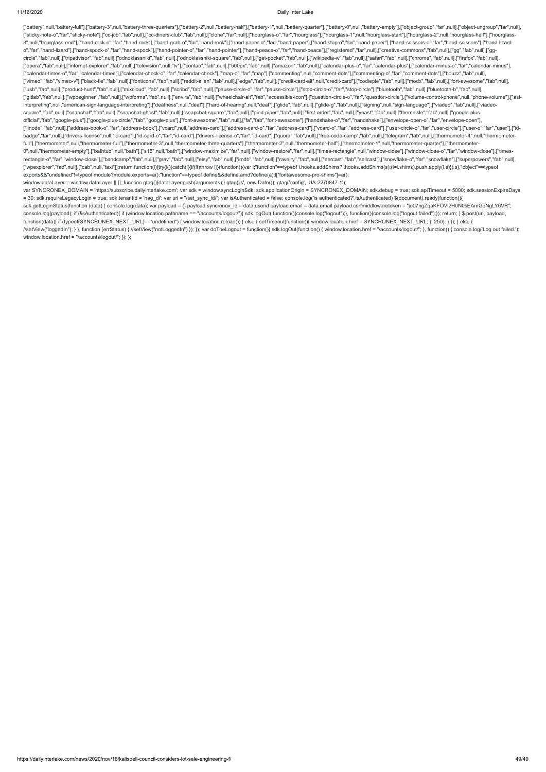["battery",null,"battery-full"],["battery-3",null,"battery-three-quarters"],["battery-2",null,"battery-half"],["battery-1",null,"battery-quarter"],["battery-0",null,"battery-empty"],["object-group","far",null],["object-ungroup","far",null],["sticky-note-o","far","sticky-note"],["cc-jcb","fab",null],["cc-diners-club","fab",null],["clone","far",null],["hourglass-o","far","hourglass"],["hourglass-1",null,"hourglass-start"],["hourglass-2",null,"hourglass-half"],["hourglass-3",null,"hourglass-end"],["hand-rock-o","far","hand-rock"],["hand-grab-o","far","hand-rock"],["hand-paper-o","far","hand-paper"],["hand-stop-o","far","hand-paper"],["hand-scissors-o","far","hand-scissors"],["hand-lizard-o","far","hand-lizard"],["hand-spock-o","far","hand-spock"],["hand-pointer-o","far","hand-pointer"],["hand-peace-o","far","hand-peace"],["registered","far",null],["creative-commons","fab",null],["gg","fab",null],["gg-circle","fab",null],["tripadvisor","fab",null],["odnoklassniki","fab",null],["odnoklassniki-square","fab",null],["get-pocket","fab",null],["wikipedia-w","fab",null],["safari","fab",null],["chrome","fab",null],["firefox","fab",null],["opera","fab",null],["internet-explorer","fab",null],["television",null,"tv"],["contao","fab",null],["500px","fab",null],["amazon","fab",null],["calendar-plus-o","far","calendar-plus"],["calendar-minus-o","far","calendar-minus"],["calendar-times-o","far","calendar-times"],["calendar-check-o","far","calendar-check"],["map-o","far","map"],["commenting",null,"comment-dots"],["commenting-o","far","comment-dots"],["houzz","fab",null],["vimeo","fab","vimeo-v"],["black-tie","fab",null],["fonticons","fab",null],["reddit-alien","fab",null],["edge","fab",null],["credit-card-alt",null,"credit-card"],["codiepie","fab",null],["modx","fab",null],["fort-awesome","fab",null],["usb","fab",null],["product-hunt","fab",null],["mixcloud","fab",null],["scribd","fab",null],["pause-circle-o","far","pause-circle"],["stop-circle-o","far","stop-circle"],["bluetooth","fab",null],["bluetooth-b","fab",null],["gitlab","fab",null],["wpbeginner","fab",null],["wpforms","fab",null],["envira","fab",null],["wheelchair-alt","fab","accessible-icon"],["question-circle-o","far","question-circle"],["volume-control-phone",null,"phone-volume"],["asl-interpreting",null,"american-sign-language-interpreting"],["deafness",null,"deaf"],["hard-of-hearing",null,"deaf"],["glide","fab",null],["glide-g","fab",null],["signing",null,"sign-language"],["viadeo","fab",null],["viadeo-square","fab",null],["snapchat","fab",null],["snapchat-ghost","fab",null],["snapchat-square","fab",null],["pied-piper","fab",null],["first-order","fab",null],["yoast","fab",null],["themeisle","fab",null],["google-plus-official","fab","google-plus"],["google-plus-circle","fab","google-plus"],["font-awesome","fab",null],["fa","fab","font-awesome"],["handshake-o","far","handshake"],["envelope-open-o","far","envelope-open"],["linode","fab",null],["address-book-o","far","address-book"],["vcard",null,"address-card"],["address-card-o","far","address-card"],["vcard-o","far","address-card"],["user-circle-o","far","user-circle"],["user-o","far","user"],["id-badge","far",null],["drivers-license",null,"id-card"],["id-card-o","far","id-card"],["drivers-license-o","far","id-card"],["quora","fab",null],["free-code-camp","fab",null],["telegram","fab",null],["thermometer-4",null,"thermometer-full"],["thermometer",null,"thermometer-full"],["thermometer-3",null,"thermometer-three-quarters"],["thermometer-2",null,"thermometer-half"],["thermometer-1",null,"thermometer-quarter"],["thermometer-0",null,"thermometer-empty"],["bathtub",null,"bath"],["s15",null,"bath"],["window-maximize","far",null],["window-restore","far",null],["times-rectangle",null,"window-close"],["window-close-o","far","window-close"],["times-rectangle-o","far","window-close"],["bandcamp","fab",null],["grav","fab",null],["etsy","fab",null],["imdb","fab",null],["ravelry","fab",null],["eercast","fab","sellcast"],["snowflake-o","far","snowflake"],["superpowers","fab",null],["wpexplorer","fab",null],["cab",null,"taxi"]];return function(l){try{l()}catch(l){if(!t)throw l}}(function(){var l;"function"==typeof i.hooks.addShims?i.hooks.addShims(s):(l=i.shims).push.apply(l,s)}),s},"object"==typeof exports&&"undefined"!=typeof module?module.exports=a():"function"==typeof define&&define.amd?define(a):l["fontawesome-pro-shims"]=a();

window.dataLayer = window.dataLayer || []; function gtag(){dataLayer.push(arguments);} gtag('js', new Date()); gtag('config', 'UA-2270847-1');

var SYNCRONEX_DOMAIN = 'https://subscribe.dailyinterlake.com'; var sdk = window.syncLoginSdk; sdk.applicationOrigin = SYNCRONEX_DOMAIN; sdk.debug = true; sdk.apiTimeout = 5000; sdk.sessionExpireDays = 30; sdk.requireLegacyLogin = true; sdk.tenantId = 'hag_di'; var url = "/set_sync_id/"; var isAuthenticated = false; console.log('is authenticated?',isAuthenticated) $(document).ready(function(){ sdk.getLoginStatus(function (data) { console.log(data); var payload = {} payload.syncronex_id = data.userid payload.email = data.email payload.csrfmiddlewaretoken = "jo07ngZqaKFOVl2H0N0sEAmGpNgLY6VR"; console.log(payload); if (!isAuthenticated){ if (window.location.pathname == "/accounts/logout/"){ sdk.logOut( function(){console.log("logout");}, function(){console.log("logout failed");}); return; } $.post(url, payload, function(data){ if (typeof(SYNCRONEX_NEXT_URL)=="undefined") { window.location.reload(); } else { setTimeout(function(){ window.location.href = SYNCRONEX_NEXT_URL; }, 250); } }); } else { //setView("loggedIn"); } }, function (errStatus) { //setView("notLoggedIn") }); }); var doTheLogout = function(){ sdk.logOut(function() { window.location.href = "/accounts/logout/"; }, function() { console.log('Log out failed.'); window.location.href = "/accounts/logout/"; }); };